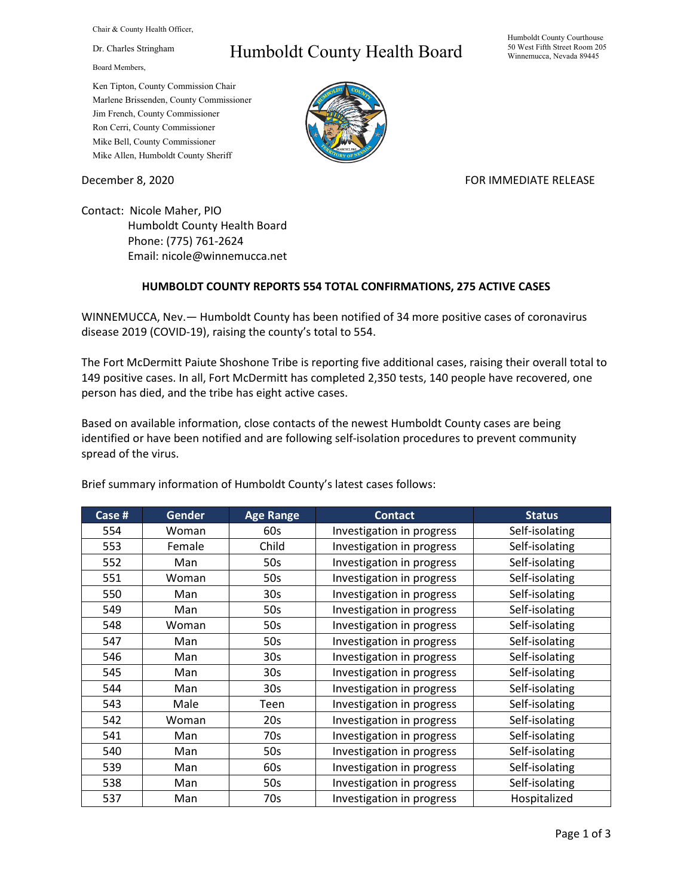Chair & County Health Officer,

Dr. Charles Stringham

Board Members,

Ken Tipton, County Commission Chair
Marlene Brissenden, County Commissioner
Jim French, County Commissioner
Ron Cerri, County Commissioner
Mike Bell, County Commissioner
Mike Allen, Humboldt County Sheriff

# Humboldt County Health Board

Humboldt County Courthouse
50 West Fifth Street Room 205
Winnemucca, Nevada 89445

December 8, 2020

FOR IMMEDIATE RELEASE

Contact: Nicole Maher, PIO
Humboldt County Health Board
Phone: (775) 761-2624
Email: nicole@winnemucca.net

**HUMBOLDT COUNTY REPORTS 554 TOTAL CONFIRMATIONS, 275 ACTIVE CASES**

WINNEMUCCA, Nev.— Humboldt County has been notified of 34 more positive cases of coronavirus disease 2019 (COVID-19), raising the county's total to 554.

The Fort McDermitt Paiute Shoshone Tribe is reporting five additional cases, raising their overall total to 149 positive cases. In all, Fort McDermitt has completed 2,350 tests, 140 people have recovered, one person has died, and the tribe has eight active cases.

Based on available information, close contacts of the newest Humboldt County cases are being identified or have been notified and are following self-isolation procedures to prevent community spread of the virus.

Brief summary information of Humboldt County's latest cases follows:

| Case # | Gender | Age Range | Contact | Status |
|---|---|---|---|---|
| 554 | Woman | 60s | Investigation in progress | Self-isolating |
| 553 | Female | Child | Investigation in progress | Self-isolating |
| 552 | Man | 50s | Investigation in progress | Self-isolating |
| 551 | Woman | 50s | Investigation in progress | Self-isolating |
| 550 | Man | 30s | Investigation in progress | Self-isolating |
| 549 | Man | 50s | Investigation in progress | Self-isolating |
| 548 | Woman | 50s | Investigation in progress | Self-isolating |
| 547 | Man | 50s | Investigation in progress | Self-isolating |
| 546 | Man | 30s | Investigation in progress | Self-isolating |
| 545 | Man | 30s | Investigation in progress | Self-isolating |
| 544 | Man | 30s | Investigation in progress | Self-isolating |
| 543 | Male | Teen | Investigation in progress | Self-isolating |
| 542 | Woman | 20s | Investigation in progress | Self-isolating |
| 541 | Man | 70s | Investigation in progress | Self-isolating |
| 540 | Man | 50s | Investigation in progress | Self-isolating |
| 539 | Man | 60s | Investigation in progress | Self-isolating |
| 538 | Man | 50s | Investigation in progress | Self-isolating |
| 537 | Man | 70s | Investigation in progress | Hospitalized |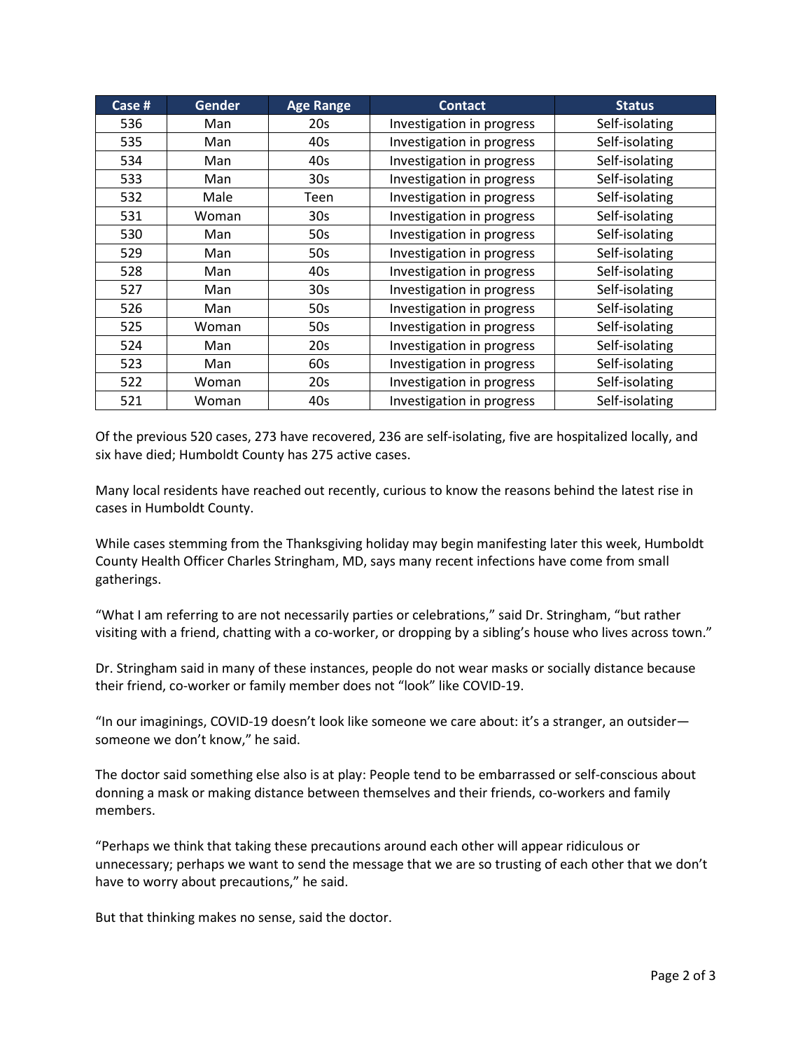| Case # | Gender | Age Range | Contact | Status |
|---|---|---|---|---|
| 536 | Man | 20s | Investigation in progress | Self-isolating |
| 535 | Man | 40s | Investigation in progress | Self-isolating |
| 534 | Man | 40s | Investigation in progress | Self-isolating |
| 533 | Man | 30s | Investigation in progress | Self-isolating |
| 532 | Male | Teen | Investigation in progress | Self-isolating |
| 531 | Woman | 30s | Investigation in progress | Self-isolating |
| 530 | Man | 50s | Investigation in progress | Self-isolating |
| 529 | Man | 50s | Investigation in progress | Self-isolating |
| 528 | Man | 40s | Investigation in progress | Self-isolating |
| 527 | Man | 30s | Investigation in progress | Self-isolating |
| 526 | Man | 50s | Investigation in progress | Self-isolating |
| 525 | Woman | 50s | Investigation in progress | Self-isolating |
| 524 | Man | 20s | Investigation in progress | Self-isolating |
| 523 | Man | 60s | Investigation in progress | Self-isolating |
| 522 | Woman | 20s | Investigation in progress | Self-isolating |
| 521 | Woman | 40s | Investigation in progress | Self-isolating |

Of the previous 520 cases, 273 have recovered, 236 are self-isolating, five are hospitalized locally, and six have died; Humboldt County has 275 active cases.

Many local residents have reached out recently, curious to know the reasons behind the latest rise in cases in Humboldt County.

While cases stemming from the Thanksgiving holiday may begin manifesting later this week, Humboldt County Health Officer Charles Stringham, MD, says many recent infections have come from small gatherings.

"What I am referring to are not necessarily parties or celebrations," said Dr. Stringham, "but rather visiting with a friend, chatting with a co-worker, or dropping by a sibling's house who lives across town."

Dr. Stringham said in many of these instances, people do not wear masks or socially distance because their friend, co-worker or family member does not "look" like COVID-19.

"In our imaginings, COVID-19 doesn't look like someone we care about: it's a stranger, an outsider—someone we don't know," he said.

The doctor said something else also is at play: People tend to be embarrassed or self-conscious about donning a mask or making distance between themselves and their friends, co-workers and family members.

"Perhaps we think that taking these precautions around each other will appear ridiculous or unnecessary; perhaps we want to send the message that we are so trusting of each other that we don't have to worry about precautions," he said.

But that thinking makes no sense, said the doctor.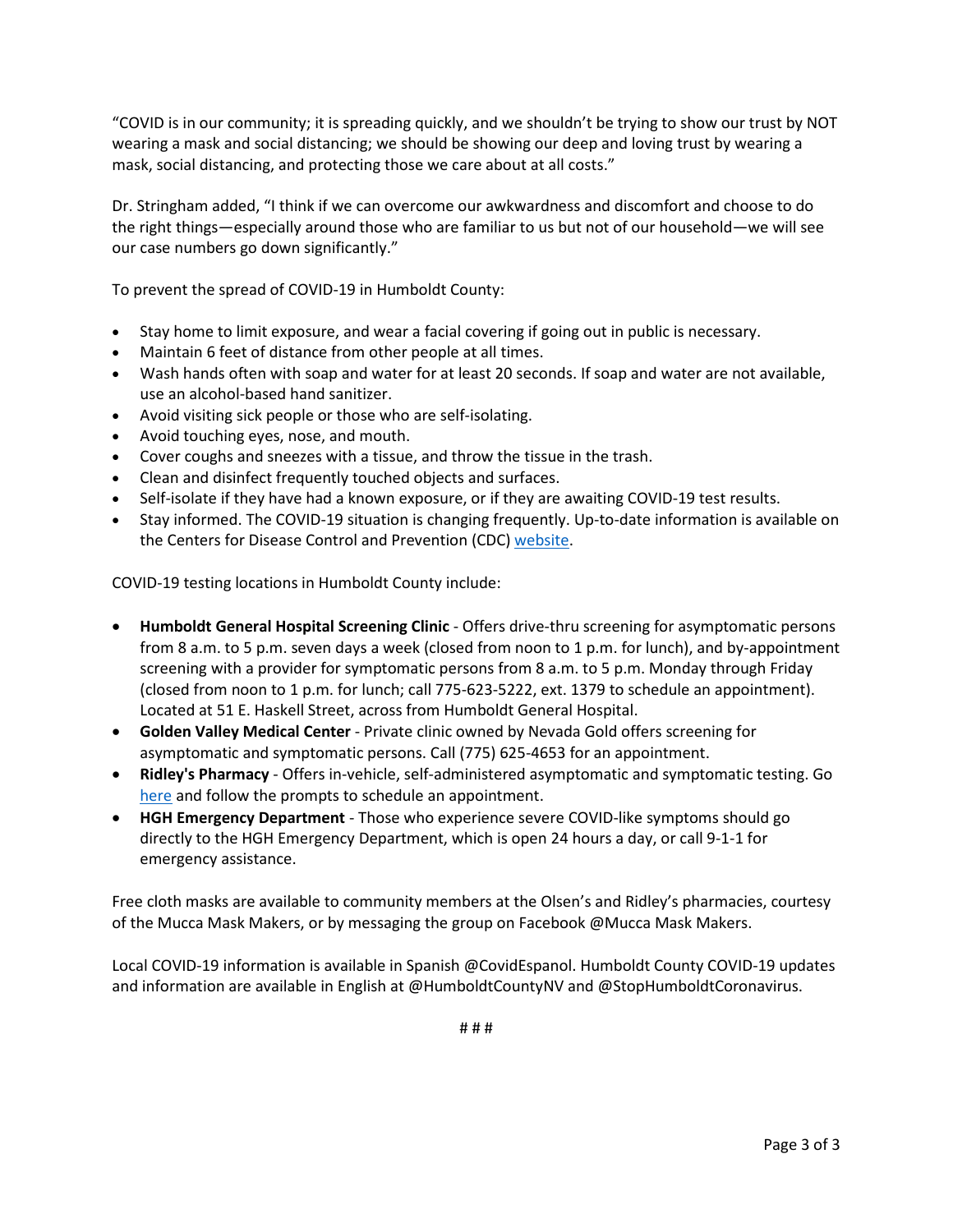"COVID is in our community; it is spreading quickly, and we shouldn't be trying to show our trust by NOT wearing a mask and social distancing; we should be showing our deep and loving trust by wearing a mask, social distancing, and protecting those we care about at all costs."

Dr. Stringham added, "I think if we can overcome our awkwardness and discomfort and choose to do the right things—especially around those who are familiar to us but not of our household—we will see our case numbers go down significantly."

To prevent the spread of COVID-19 in Humboldt County:

- Stay home to limit exposure, and wear a facial covering if going out in public is necessary.
- Maintain 6 feet of distance from other people at all times.
- Wash hands often with soap and water for at least 20 seconds. If soap and water are not available, use an alcohol-based hand sanitizer.
- Avoid visiting sick people or those who are self-isolating.
- Avoid touching eyes, nose, and mouth.
- Cover coughs and sneezes with a tissue, and throw the tissue in the trash.
- Clean and disinfect frequently touched objects and surfaces.
- Self-isolate if they have had a known exposure, or if they are awaiting COVID-19 test results.
- Stay informed. The COVID-19 situation is changing frequently. Up-to-date information is available on the Centers for Disease Control and Prevention (CDC) website.

COVID-19 testing locations in Humboldt County include:

- **Humboldt General Hospital Screening Clinic** - Offers drive-thru screening for asymptomatic persons from 8 a.m. to 5 p.m. seven days a week (closed from noon to 1 p.m. for lunch), and by-appointment screening with a provider for symptomatic persons from 8 a.m. to 5 p.m. Monday through Friday (closed from noon to 1 p.m. for lunch; call 775-623-5222, ext. 1379 to schedule an appointment). Located at 51 E. Haskell Street, across from Humboldt General Hospital.
- **Golden Valley Medical Center** - Private clinic owned by Nevada Gold offers screening for asymptomatic and symptomatic persons. Call (775) 625-4653 for an appointment.
- **Ridley's Pharmacy** - Offers in-vehicle, self-administered asymptomatic and symptomatic testing. Go here and follow the prompts to schedule an appointment.
- **HGH Emergency Department** - Those who experience severe COVID-like symptoms should go directly to the HGH Emergency Department, which is open 24 hours a day, or call 9-1-1 for emergency assistance.

Free cloth masks are available to community members at the Olsen's and Ridley's pharmacies, courtesy of the Mucca Mask Makers, or by messaging the group on Facebook @Mucca Mask Makers.

Local COVID-19 information is available in Spanish @CovidEspanol. Humboldt County COVID-19 updates and information are available in English at @HumboldtCountyNV and @StopHumboldtCoronavirus.

# # #